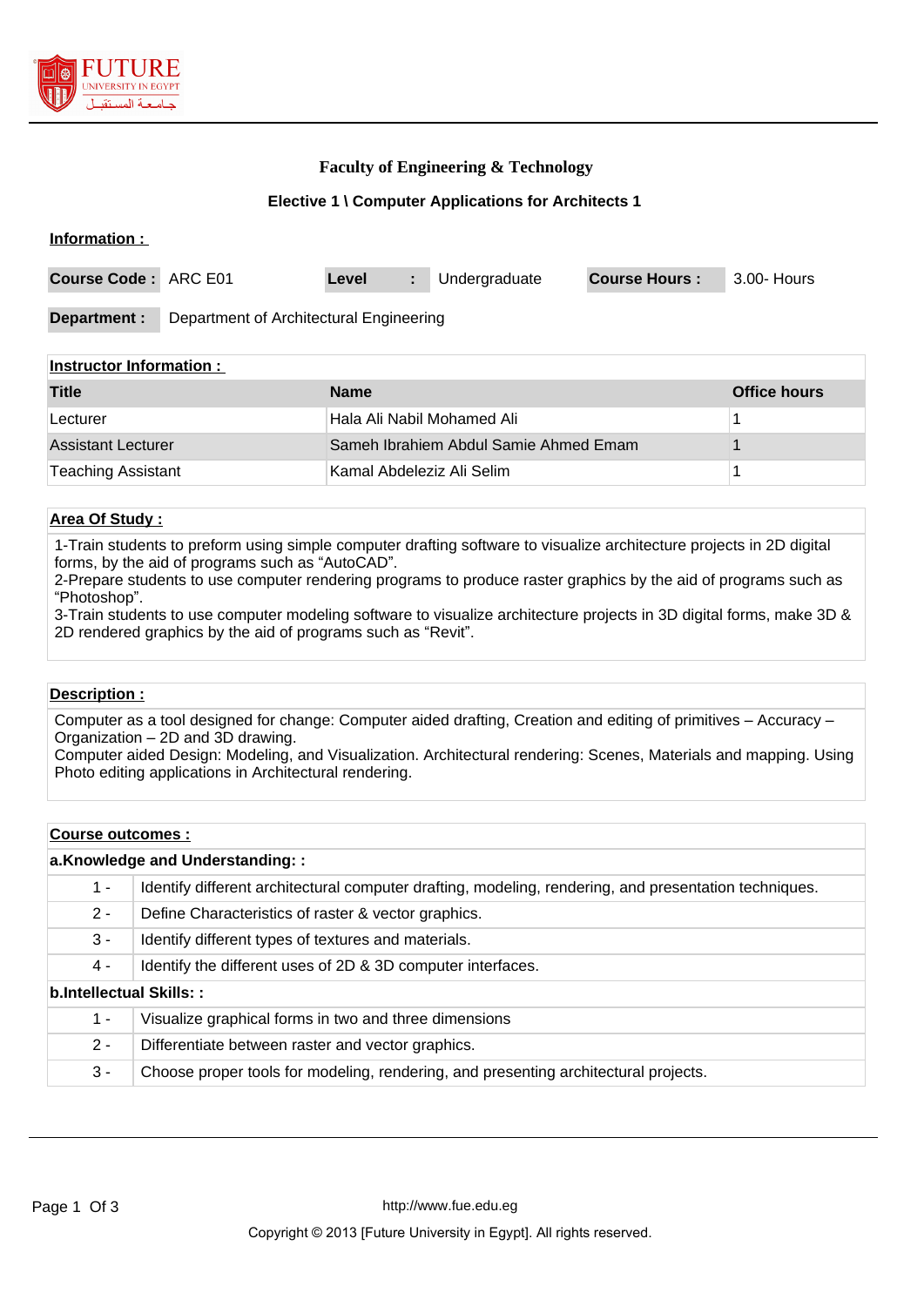## Faculty of Engineering & Technology

### Elective 1 \ Computer Applications for Architects 1

**Information :**

| **Course Code :** | ARC E01 | **Level** | **:** | Undergraduate | **Course Hours :** | 3.00- Hours |
|---|---|---|---|---|---|---|

| **Department :** | Department of Architectural Engineering |
|---|---|

**Instructor Information :**

| Title | Name | Office hours |
|---|---|---|
| Lecturer | Hala Ali Nabil Mohamed Ali | 1 |
| Assistant Lecturer | Sameh Ibrahiem Abdul Samie Ahmed Emam | 1 |
| Teaching Assistant | Kamal Abdeleziz Ali Selim | 1 |

**Area Of Study :**

1-Train students to preform using simple computer drafting software to visualize architecture projects in 2D digital forms, by the aid of programs such as “AutoCAD”.
2-Prepare students to use computer rendering programs to produce raster graphics by the aid of programs such as “Photoshop”.
3-Train students to use computer modeling software to visualize architecture projects in 3D digital forms, make 3D & 2D rendered graphics by the aid of programs such as “Revit”.

**Description :**

Computer as a tool designed for change: Computer aided drafting, Creation and editing of primitives – Accuracy – Organization – 2D and 3D drawing.
Computer aided Design: Modeling, and Visualization. Architectural rendering: Scenes, Materials and mapping. Using Photo editing applications in Architectural rendering.

**Course outcomes :**

| **a.Knowledge and Understanding: :** | |
|---|---|
| 1 - | Identify different architectural computer drafting, modeling, rendering, and presentation techniques. |
| 2 - | Define Characteristics of raster & vector graphics. |
| 3 - | Identify different types of textures and materials. |
| 4 - | Identify the different uses of 2D & 3D computer interfaces. |
| **b.Intellectual Skills: :** | |
| 1 - | Visualize graphical forms in two and three dimensions |
| 2 - | Differentiate between raster and vector graphics. |
| 3 - | Choose proper tools for modeling, rendering, and presenting architectural projects. |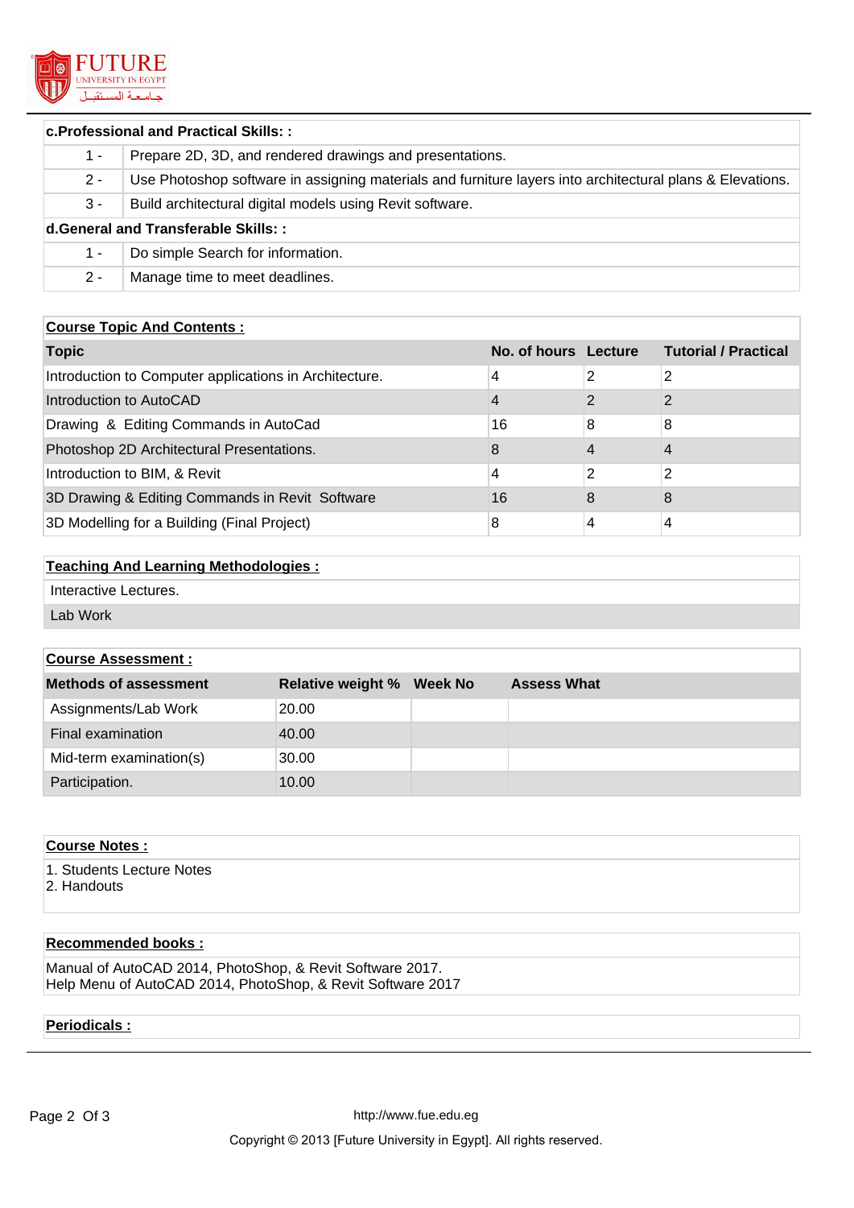| **c.Professional and Practical Skills: :** | |
|---|---|
| 1 - | Prepare 2D, 3D, and rendered drawings and presentations. |
| 2 - | Use Photoshop software in assigning materials and furniture layers into architectural plans & Elevations. |
| 3 - | Build architectural digital models using Revit software. |
| **d.General and Transferable Skills: :** | |
| 1 - | Do simple Search for information. |
| 2 - | Manage time to meet deadlines. |

**Course Topic And Contents :**

| Topic | No. of hours | Lecture | Tutorial / Practical |
|---|---|---|---|
| Introduction to Computer applications in Architecture. | 4 | 2 | 2 |
| Introduction to AutoCAD | 4 | 2 | 2 |
| Drawing & Editing Commands in AutoCad | 16 | 8 | 8 |
| Photoshop 2D Architectural Presentations. | 8 | 4 | 4 |
| Introduction to BIM, & Revit | 4 | 2 | 2 |
| 3D Drawing & Editing Commands in Revit Software | 16 | 8 | 8 |
| 3D Modelling for a Building (Final Project) | 8 | 4 | 4 |

**Teaching And Learning Methodologies :**

- Interactive Lectures.
- Lab Work

**Course Assessment :**

| Methods of assessment | Relative weight % | Week No | Assess What |
|---|---|---|---|
| Assignments/Lab Work | 20.00 | | |
| Final examination | 40.00 | | |
| Mid-term examination(s) | 30.00 | | |
| Participation. | 10.00 | | |

**Course Notes :**

1. Students Lecture Notes
2. Handouts

**Recommended books :**

Manual of AutoCAD 2014, PhotoShop, & Revit Software 2017.
Help Menu of AutoCAD 2014, PhotoShop, & Revit Software 2017

**Periodicals :**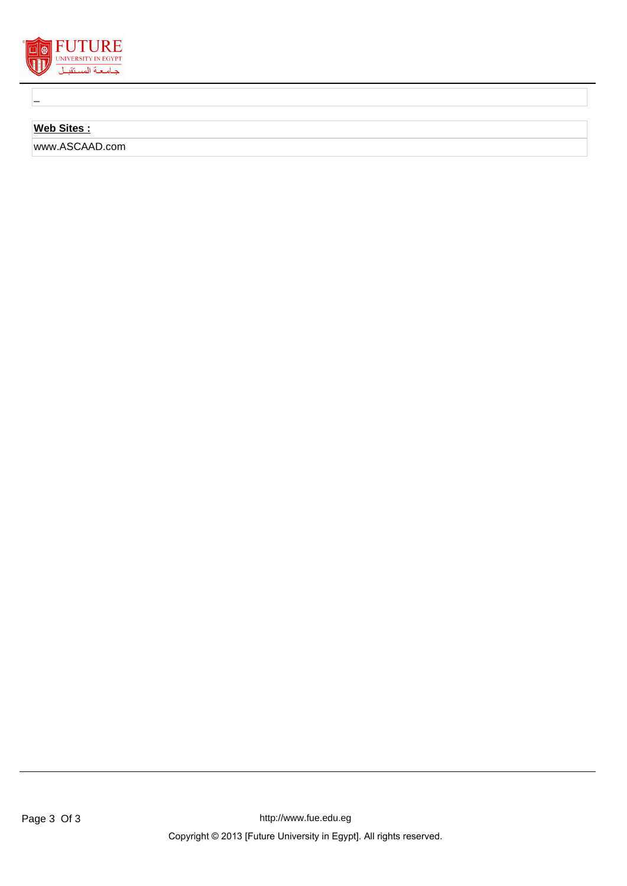_

**Web Sites :**

www.ASCAAD.com